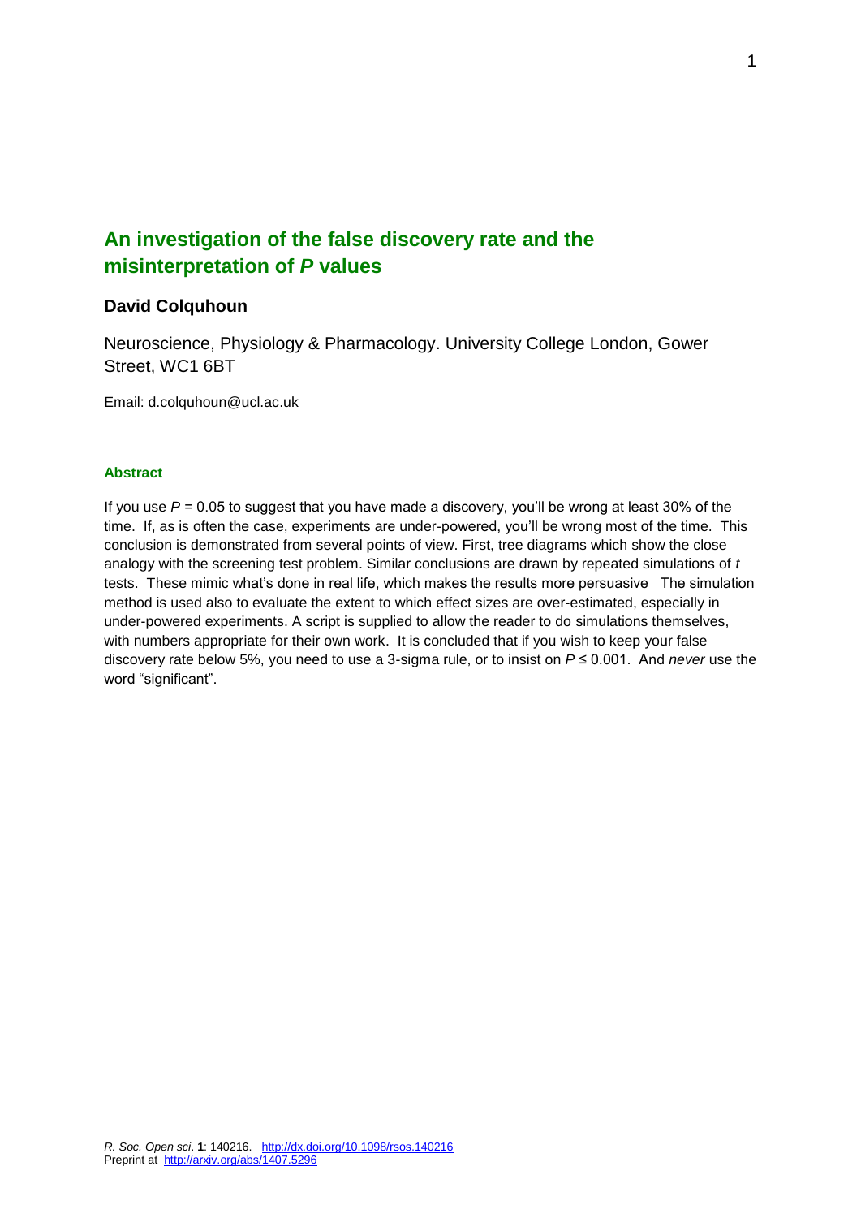# An investigation of the false discovery rate and the misinterpretation of *P* values

**David Colquhoun**

Neuroscience, Physiology & Pharmacology. University College London, Gower Street, WC1 6BT

Email: d.colquhoun@ucl.ac.uk

### Abstract

If you use $P = 0.05$ to suggest that you have made a discovery, you'll be wrong at least 30% of the time. If, as is often the case, experiments are under-powered, you'll be wrong most of the time. This conclusion is demonstrated from several points of view. First, tree diagrams which show the close analogy with the screening test problem. Similar conclusions are drawn by repeated simulations of *t* tests. These mimic what's done in real life, which makes the results more persuasive The simulation method is used also to evaluate the extent to which effect sizes are over-estimated, especially in under-powered experiments. A script is supplied to allow the reader to do simulations themselves, with numbers appropriate for their own work. It is concluded that if you wish to keep your false discovery rate below 5%, you need to use a 3-sigma rule, or to insist on $P \leq 0.001$. And *never* use the word "significant".

*R. Soc. Open sci*. **1**: 140216. http://dx.doi.org/10.1098/rsos.140216
Preprint at http://arxiv.org/abs/1407.5296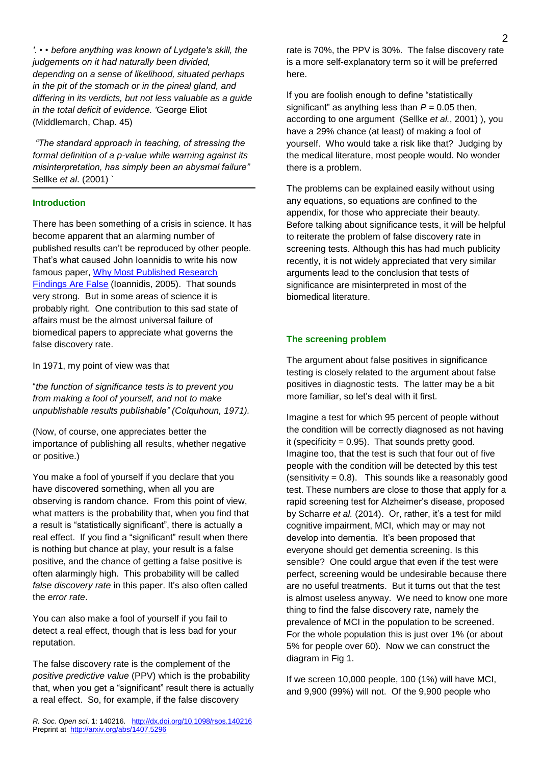*'. • • before anything was known of Lydgate's skill, the judgements on it had naturally been divided, depending on a sense of likelihood, situated perhaps in the pit of the stomach or in the pineal gland, and differing in its verdicts, but not less valuable as a guide in the total deficit of evidence. '*George Eliot (Middlemarch, Chap. 45)

*"The standard approach in teaching, of stressing the formal definition of a p-value while warning against its misinterpretation, has simply been an abysmal failure"* Sellke *et al*. (2001) `

## Introduction

There has been something of a crisis in science. It has become apparent that an alarming number of published results can't be reproduced by other people. That's what caused John Ioannidis to write his now famous paper, [Why Most Published Research Findings Are False](#) (Ioannidis, 2005). That sounds very strong. But in some areas of science it is probably right. One contribution to this sad state of affairs must be the almost universal failure of biomedical papers to appreciate what governs the false discovery rate.

In 1971, my point of view was that

"*the function of significance tests is to prevent you from making a fool of yourself, and not to make unpublishable results publishable" (Colquhoun, 1971).*

(Now, of course, one appreciates better the importance of publishing all results, whether negative or positive.)

You make a fool of yourself if you declare that you have discovered something, when all you are observing is random chance. From this point of view, what matters is the probability that, when you find that a result is "statistically significant", there is actually a real effect. If you find a "significant" result when there is nothing but chance at play, your result is a false positive, and the chance of getting a false positive is often alarmingly high. This probability will be called *false discovery rate* in this paper. It's also often called the *error rate*.

You can also make a fool of yourself if you fail to detect a real effect, though that is less bad for your reputation.

The false discovery rate is the complement of the *positive predictive value* (PPV) which is the probability that, when you get a "significant" result there is actually a real effect. So, for example, if the false discovery rate is 70%, the PPV is 30%. The false discovery rate is a more self-explanatory term so it will be preferred here.

If you are foolish enough to define "statistically significant" as anything less than $P = 0.05$ then, according to one argument (Sellke *et al.*, 2001) ), you have a 29% chance (at least) of making a fool of yourself. Who would take a risk like that? Judging by the medical literature, most people would. No wonder there is a problem.

The problems can be explained easily without using any equations, so equations are confined to the appendix, for those who appreciate their beauty. Before talking about significance tests, it will be helpful to reiterate the problem of false discovery rate in screening tests. Although this has had much publicity recently, it is not widely appreciated that very similar arguments lead to the conclusion that tests of significance are misinterpreted in most of the biomedical literature.

## The screening problem

The argument about false positives in significance testing is closely related to the argument about false positives in diagnostic tests. The latter may be a bit more familiar, so let's deal with it first.

Imagine a test for which 95 percent of people without the condition will be correctly diagnosed as not having it (specificity = 0.95). That sounds pretty good. Imagine too, that the test is such that four out of five people with the condition will be detected by this test (sensitivity = 0.8). This sounds like a reasonably good test. These numbers are close to those that apply for a rapid screening test for Alzheimer's disease, proposed by Scharre *et al.* (2014). Or, rather, it's a test for mild cognitive impairment, MCI, which may or may not develop into dementia. It's been proposed that everyone should get dementia screening. Is this sensible? One could argue that even if the test were perfect, screening would be undesirable because there are no useful treatments. But it turns out that the test is almost useless anyway. We need to know one more thing to find the false discovery rate, namely the prevalence of MCI in the population to be screened. For the whole population this is just over 1% (or about 5% for people over 60). Now we can construct the diagram in Fig 1.

If we screen 10,000 people, 100 (1%) will have MCI, and 9,900 (99%) will not. Of the 9,900 people who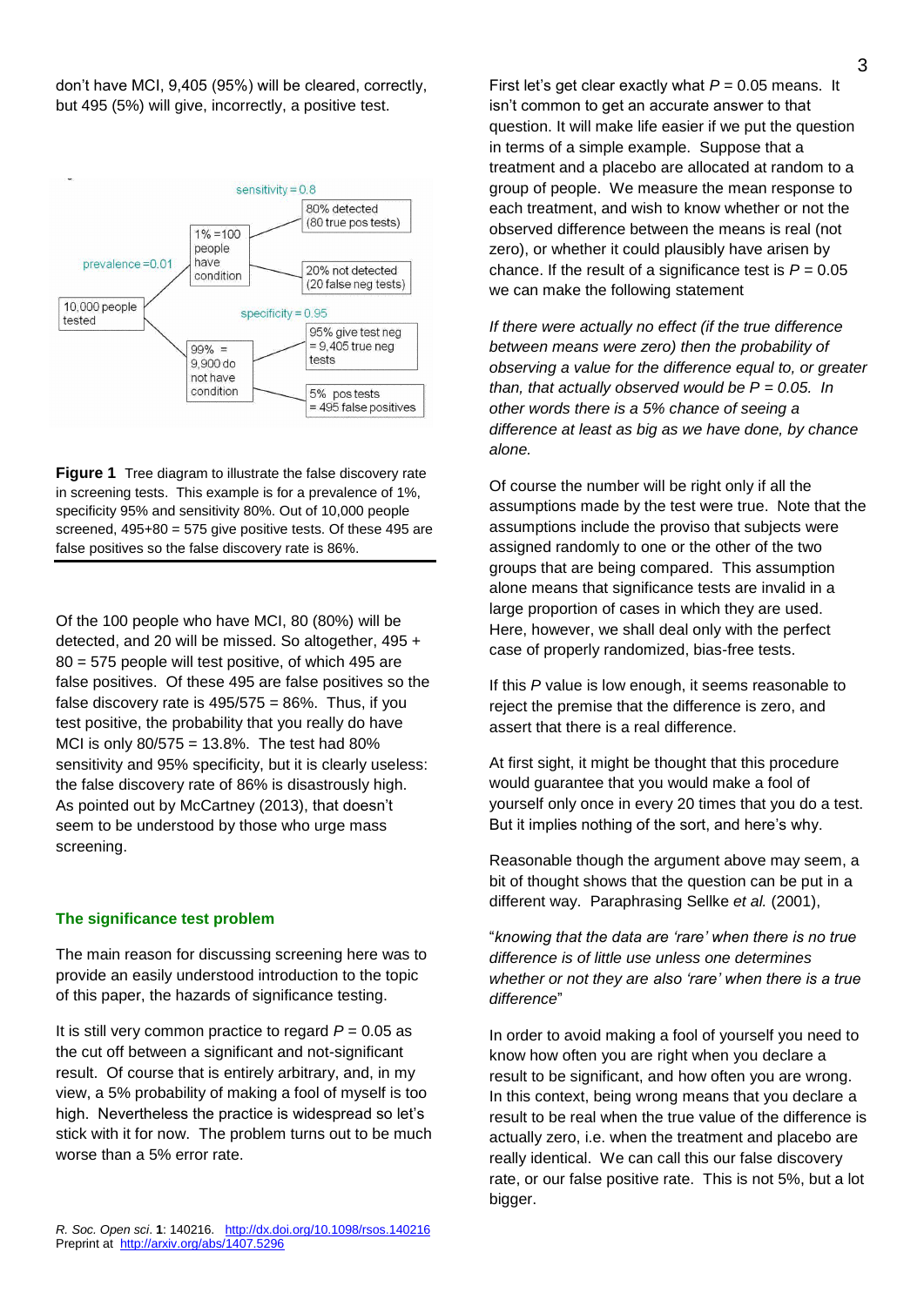don't have MCI, 9,405 (95%) will be cleared, correctly, but 495 (5%) will give, incorrectly, a positive test.

**Figure 1** Tree diagram to illustrate the false discovery rate in screening tests. This example is for a prevalence of 1%, specificity 95% and sensitivity 80%. Out of 10,000 people screened, 495+80 = 575 give positive tests. Of these 495 are false positives so the false discovery rate is 86%.

Of the 100 people who have MCI, 80 (80%) will be detected, and 20 will be missed. So altogether, 495 + 80 = 575 people will test positive, of which 495 are false positives. Of these 495 are false positives so the false discovery rate is 495/575 = 86%. Thus, if you test positive, the probability that you really do have MCI is only 80/575 = 13.8%. The test had 80% sensitivity and 95% specificity, but it is clearly useless: the false discovery rate of 86% is disastrously high. As pointed out by McCartney (2013), that doesn't seem to be understood by those who urge mass screening.

## The significance test problem

The main reason for discussing screening here was to provide an easily understood introduction to the topic of this paper, the hazards of significance testing.

It is still very common practice to regard $P = 0.05$ as the cut off between a significant and not-significant result. Of course that is entirely arbitrary, and, in my view, a 5% probability of making a fool of myself is too high. Nevertheless the practice is widespread so let's stick with it for now. The problem turns out to be much worse than a 5% error rate.

First let's get clear exactly what $P = 0.05$ means. It isn't common to get an accurate answer to that question. It will make life easier if we put the question in terms of a simple example. Suppose that a treatment and a placebo are allocated at random to a group of people. We measure the mean response to each treatment, and wish to know whether or not the observed difference between the means is real (not zero), or whether it could plausibly have arisen by chance. If the result of a significance test is $P = 0.05$ we can make the following statement

*If there were actually no effect (if the true difference between means were zero) then the probability of observing a value for the difference equal to, or greater than, that actually observed would be $P = 0.05$. In other words there is a 5% chance of seeing a difference at least as big as we have done, by chance alone.*

Of course the number will be right only if all the assumptions made by the test were true. Note that the assumptions include the proviso that subjects were assigned randomly to one or the other of the two groups that are being compared. This assumption alone means that significance tests are invalid in a large proportion of cases in which they are used. Here, however, we shall deal only with the perfect case of properly randomized, bias-free tests.

If this $P$ value is low enough, it seems reasonable to reject the premise that the difference is zero, and assert that there is a real difference.

At first sight, it might be thought that this procedure would guarantee that you would make a fool of yourself only once in every 20 times that you do a test. But it implies nothing of the sort, and here's why.

Reasonable though the argument above may seem, a bit of thought shows that the question can be put in a different way. Paraphrasing Sellke *et al.* (2001),

"*knowing that the data are 'rare' when there is no true difference is of little use unless one determines whether or not they are also 'rare' when there is a true difference*"

In order to avoid making a fool of yourself you need to know how often you are right when you declare a result to be significant, and how often you are wrong. In this context, being wrong means that you declare a result to be real when the true value of the difference is actually zero, i.e. when the treatment and placebo are really identical. We can call this our false discovery rate, or our false positive rate. This is not 5%, but a lot bigger.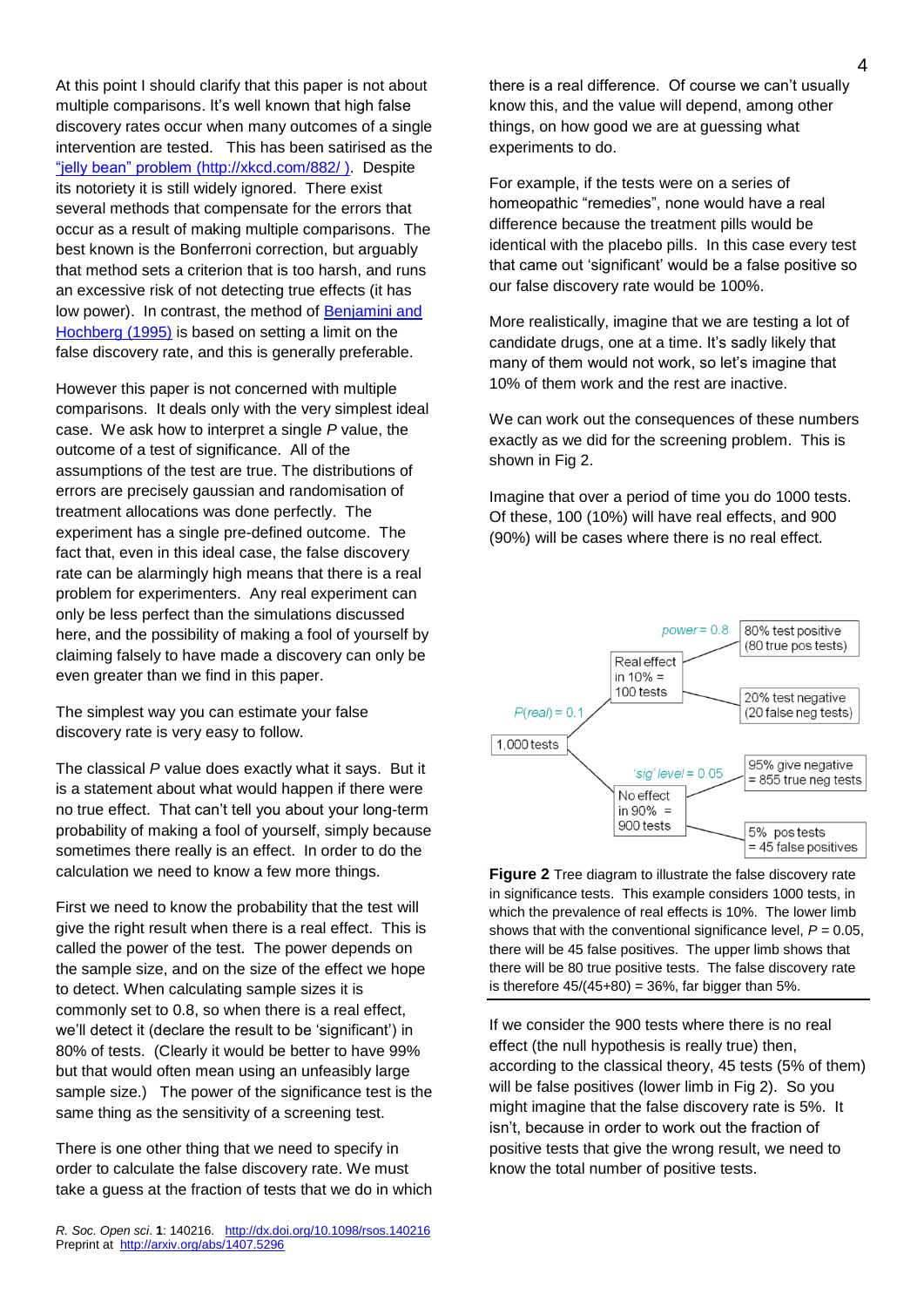At this point I should clarify that this paper is not about multiple comparisons. It's well known that high false discovery rates occur when many outcomes of a single intervention are tested. This has been satirised as the ["jelly bean" problem (http://xkcd.com/882/ )](http://xkcd.com/882/). Despite its notoriety it is still widely ignored. There exist several methods that compensate for the errors that occur as a result of making multiple comparisons. The best known is the Bonferroni correction, but arguably that method sets a criterion that is too harsh, and runs an excessive risk of not detecting true effects (it has low power). In contrast, the method of Benjamini and Hochberg (1995) is based on setting a limit on the false discovery rate, and this is generally preferable.

However this paper is not concerned with multiple comparisons. It deals only with the very simplest ideal case. We ask how to interpret a single *P* value, the outcome of a test of significance. All of the assumptions of the test are true. The distributions of errors are precisely gaussian and randomisation of treatment allocations was done perfectly. The experiment has a single pre-defined outcome. The fact that, even in this ideal case, the false discovery rate can be alarmingly high means that there is a real problem for experimenters. Any real experiment can only be less perfect than the simulations discussed here, and the possibility of making a fool of yourself by claiming falsely to have made a discovery can only be even greater than we find in this paper.

The simplest way you can estimate your false discovery rate is very easy to follow.

The classical *P* value does exactly what it says. But it is a statement about what would happen if there were no true effect. That can't tell you about your long-term probability of making a fool of yourself, simply because sometimes there really is an effect. In order to do the calculation we need to know a few more things.

First we need to know the probability that the test will give the right result when there is a real effect. This is called the power of the test. The power depends on the sample size, and on the size of the effect we hope to detect. When calculating sample sizes it is commonly set to 0.8, so when there is a real effect, we'll detect it (declare the result to be 'significant') in 80% of tests. (Clearly it would be better to have 99% but that would often mean using an unfeasibly large sample size.) The power of the significance test is the same thing as the sensitivity of a screening test.

There is one other thing that we need to specify in order to calculate the false discovery rate. We must take a guess at the fraction of tests that we do in which there is a real difference. Of course we can't usually know this, and the value will depend, among other things, on how good we are at guessing what experiments to do.

For example, if the tests were on a series of homeopathic "remedies", none would have a real difference because the treatment pills would be identical with the placebo pills. In this case every test that came out 'significant' would be a false positive so our false discovery rate would be 100%.

More realistically, imagine that we are testing a lot of candidate drugs, one at a time. It's sadly likely that many of them would not work, so let's imagine that 10% of them work and the rest are inactive.

We can work out the consequences of these numbers exactly as we did for the screening problem. This is shown in Fig 2.

Imagine that over a period of time you do 1000 tests. Of these, 100 (10%) will have real effects, and 900 (90%) will be cases where there is no real effect.

1,000 tests
- *P(real)* = 0.1 → Real effect in 10% = 100 tests
  - *power* = 0.8 → 80% test positive (80 true pos tests)
  - 20% test negative (20 false neg tests)
- No effect in 90% = 900 tests
  - *'sig' level* = 0.05 → 95% give negative = 855 true neg tests
  - 5% pos tests = 45 false positives

**Figure 2** Tree diagram to illustrate the false discovery rate in significance tests. This example considers 1000 tests, in which the prevalence of real effects is 10%. The lower limb shows that with the conventional significance level, $P = 0.05$, there will be 45 false positives. The upper limb shows that there will be 80 true positive tests. The false discovery rate is therefore $45/(45+80) = 36\%$, far bigger than 5%.

If we consider the 900 tests where there is no real effect (the null hypothesis is really true) then, according to the classical theory, 45 tests (5% of them) will be false positives (lower limb in Fig 2). So you might imagine that the false discovery rate is 5%. It isn't, because in order to work out the fraction of positive tests that give the wrong result, we need to know the total number of positive tests.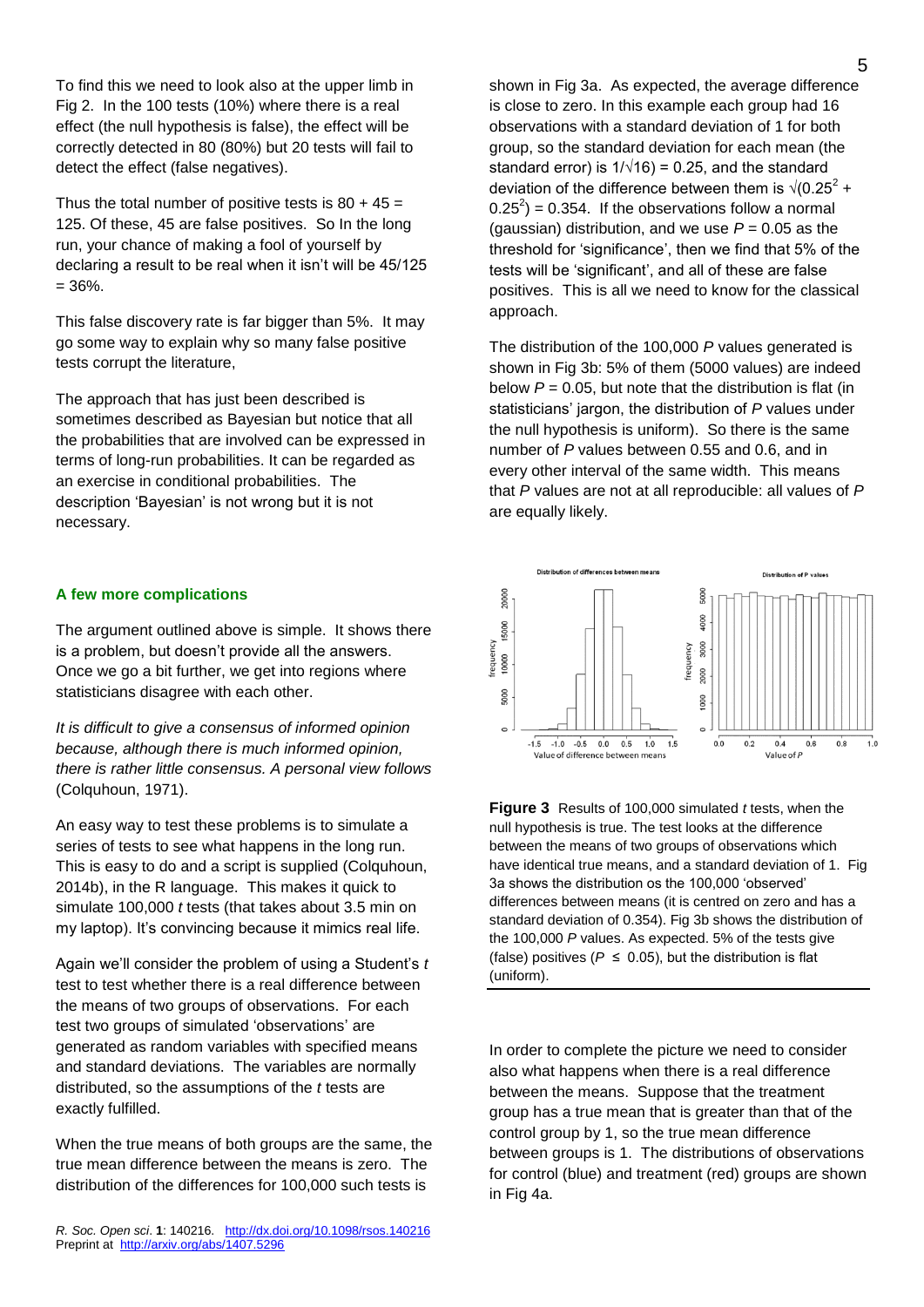To find this we need to look also at the upper limb in Fig 2. In the 100 tests (10%) where there is a real effect (the null hypothesis is false), the effect will be correctly detected in 80 (80%) but 20 tests will fail to detect the effect (false negatives).

Thus the total number of positive tests is 80 + 45 = 125. Of these, 45 are false positives. So In the long run, your chance of making a fool of yourself by declaring a result to be real when it isn't will be 45/125 = 36%.

This false discovery rate is far bigger than 5%. It may go some way to explain why so many false positive tests corrupt the literature,

The approach that has just been described is sometimes described as Bayesian but notice that all the probabilities that are involved can be expressed in terms of long-run probabilities. It can be regarded as an exercise in conditional probabilities. The description 'Bayesian' is not wrong but it is not necessary.

### A few more complications

The argument outlined above is simple. It shows there is a problem, but doesn't provide all the answers. Once we go a bit further, we get into regions where statisticians disagree with each other.

*It is difficult to give a consensus of informed opinion because, although there is much informed opinion, there is rather little consensus. A personal view follows* (Colquhoun, 1971).

An easy way to test these problems is to simulate a series of tests to see what happens in the long run. This is easy to do and a script is supplied (Colquhoun, 2014b), in the R language. This makes it quick to simulate 100,000 *t* tests (that takes about 3.5 min on my laptop). It's convincing because it mimics real life.

Again we'll consider the problem of using a Student's *t* test to test whether there is a real difference between the means of two groups of observations. For each test two groups of simulated 'observations' are generated as random variables with specified means and standard deviations. The variables are normally distributed, so the assumptions of the *t* tests are exactly fulfilled.

When the true means of both groups are the same, the true mean difference between the means is zero. The distribution of the differences for 100,000 such tests is shown in Fig 3a. As expected, the average difference is close to zero. In this example each group had 16 observations with a standard deviation of 1 for both group, so the standard deviation for each mean (the standard error) is $1/\sqrt{16} = 0.25$, and the standard deviation of the difference between them is $\sqrt{(0.25^2 + 0.25^2)} = 0.354$. If the observations follow a normal (gaussian) distribution, and we use $P = 0.05$ as the threshold for 'significance', then we find that 5% of the tests will be 'significant', and all of these are false positives. This is all we need to know for the classical approach.

The distribution of the 100,000 *P* values generated is shown in Fig 3b: 5% of them (5000 values) are indeed below $P = 0.05$, but note that the distribution is flat (in statisticians' jargon, the distribution of *P* values under the null hypothesis is uniform). So there is the same number of *P* values between 0.55 and 0.6, and in every other interval of the same width. This means that *P* values are not at all reproducible: all values of *P* are equally likely.

**Figure 3** Results of 100,000 simulated *t* tests, when the null hypothesis is true. The test looks at the difference between the means of two groups of observations which have identical true means, and a standard deviation of 1. Fig 3a shows the distribution os the 100,000 'observed' differences between means (it is centred on zero and has a standard deviation of 0.354). Fig 3b shows the distribution of the 100,000 *P* values. As expected. 5% of the tests give (false) positives ($P \leq 0.05$), but the distribution is flat (uniform).

In order to complete the picture we need to consider also what happens when there is a real difference between the means. Suppose that the treatment group has a true mean that is greater than that of the control group by 1, so the true mean difference between groups is 1. The distributions of observations for control (blue) and treatment (red) groups are shown in Fig 4a.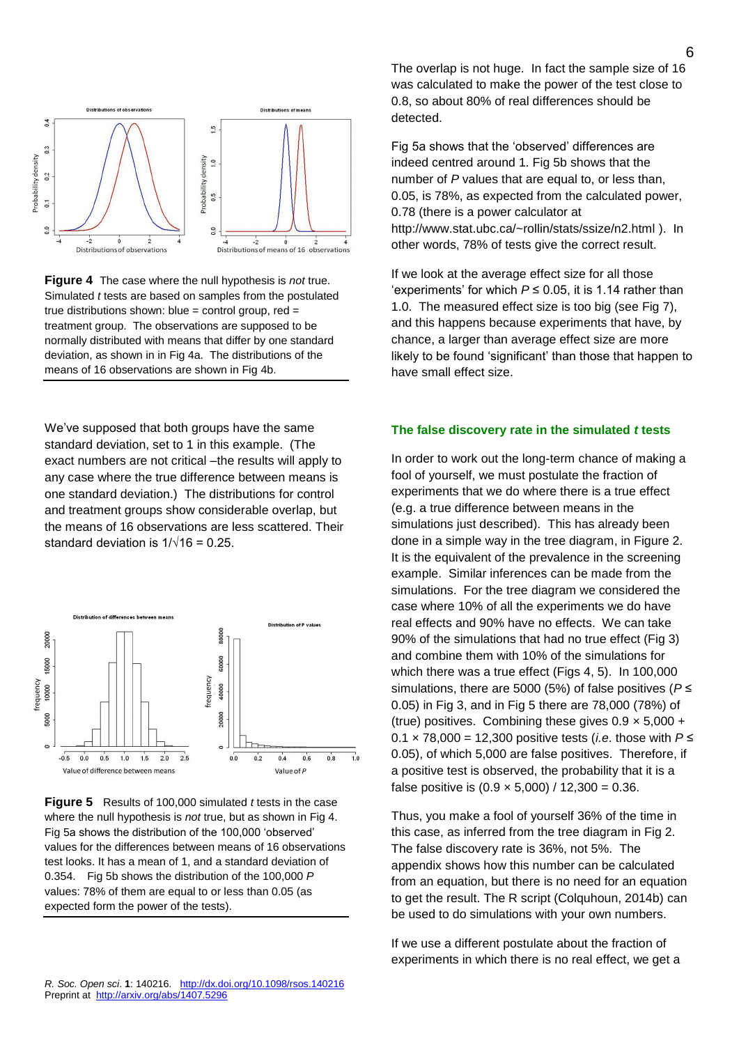**Figure 4** The case where the null hypothesis is *not* true. Simulated *t* tests are based on samples from the postulated true distributions shown: blue = control group, red = treatment group. The observations are supposed to be normally distributed with means that differ by one standard deviation, as shown in in Fig 4a. The distributions of the means of 16 observations are shown in Fig 4b.

We've supposed that both groups have the same standard deviation, set to 1 in this example. (The exact numbers are not critical –the results will apply to any case where the true difference between means is one standard deviation.) The distributions for control and treatment groups show considerable overlap, but the means of 16 observations are less scattered. Their standard deviation is $1/\sqrt{16} = 0.25$.

**Figure 5** Results of 100,000 simulated *t* tests in the case where the null hypothesis is *not* true, but as shown in Fig 4. Fig 5a shows the distribution of the 100,000 'observed' values for the differences between means of 16 observations test looks. It has a mean of 1, and a standard deviation of 0.354. Fig 5b shows the distribution of the 100,000 *P* values: 78% of them are equal to or less than 0.05 (as expected form the power of the tests).

The overlap is not huge. In fact the sample size of 16 was calculated to make the power of the test close to 0.8, so about 80% of real differences should be detected.

Fig 5a shows that the 'observed' differences are indeed centred around 1. Fig 5b shows that the number of *P* values that are equal to, or less than, 0.05, is 78%, as expected from the calculated power, 0.78 (there is a power calculator at http://www.stat.ubc.ca/~rollin/stats/ssize/n2.html ). In other words, 78% of tests give the correct result.

If we look at the average effect size for all those 'experiments' for which $P \leq 0.05$, it is 1.14 rather than 1.0. The measured effect size is too big (see Fig 7), and this happens because experiments that have, by chance, a larger than average effect size are more likely to be found 'significant' than those that happen to have small effect size.

## The false discovery rate in the simulated *t* tests

In order to work out the long-term chance of making a fool of yourself, we must postulate the fraction of experiments that we do where there is a true effect (e.g. a true difference between means in the simulations just described). This has already been done in a simple way in the tree diagram, in Figure 2. It is the equivalent of the prevalence in the screening example. Similar inferences can be made from the simulations. For the tree diagram we considered the case where 10% of all the experiments we do have real effects and 90% have no effects. We can take 90% of the simulations that had no true effect (Fig 3) and combine them with 10% of the simulations for which there was a true effect (Figs 4, 5). In 100,000 simulations, there are 5000 (5%) of false positives ($P \leq 0.05$) in Fig 3, and in Fig 5 there are 78,000 (78%) of (true) positives. Combining these gives $0.9 \times 5{,}000 + 0.1 \times 78{,}000 = 12{,}300$ positive tests (*i.e.* those with $P \leq 0.05$), of which 5,000 are false positives. Therefore, if a positive test is observed, the probability that it is a false positive is $(0.9 \times 5{,}000) / 12{,}300 = 0.36$.

Thus, you make a fool of yourself 36% of the time in this case, as inferred from the tree diagram in Fig 2. The false discovery rate is 36%, not 5%. The appendix shows how this number can be calculated from an equation, but there is no need for an equation to get the result. The R script (Colquhoun, 2014b) can be used to do simulations with your own numbers.

If we use a different postulate about the fraction of experiments in which there is no real effect, we get a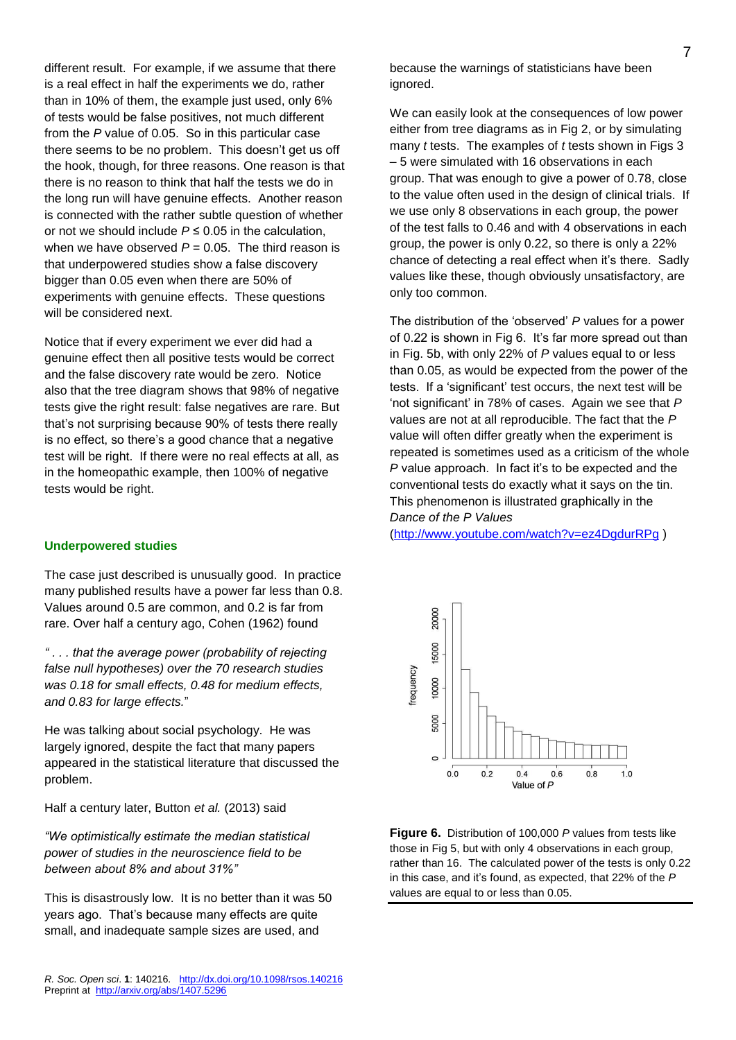different result. For example, if we assume that there is a real effect in half the experiments we do, rather than in 10% of them, the example just used, only 6% of tests would be false positives, not much different from the *P* value of 0.05. So in this particular case there seems to be no problem. This doesn't get us off the hook, though, for three reasons. One reason is that there is no reason to think that half the tests we do in the long run will have genuine effects. Another reason is connected with the rather subtle question of whether or not we should include $P \leq 0.05$ in the calculation, when we have observed $P = 0.05$. The third reason is that underpowered studies show a false discovery bigger than 0.05 even when there are 50% of experiments with genuine effects. These questions will be considered next.

Notice that if every experiment we ever did had a genuine effect then all positive tests would be correct and the false discovery rate would be zero. Notice also that the tree diagram shows that 98% of negative tests give the right result: false negatives are rare. But that's not surprising because 90% of tests there really is no effect, so there's a good chance that a negative test will be right. If there were no real effects at all, as in the homeopathic example, then 100% of negative tests would be right.

## Underpowered studies

The case just described is unusually good. In practice many published results have a power far less than 0.8. Values around 0.5 are common, and 0.2 is far from rare. Over half a century ago, Cohen (1962) found

*" . . . that the average power (probability of rejecting false null hypotheses) over the 70 research studies was 0.18 for small effects, 0.48 for medium effects, and 0.83 for large effects.*"

He was talking about social psychology. He was largely ignored, despite the fact that many papers appeared in the statistical literature that discussed the problem.

Half a century later, Button *et al.* (2013) said

*"We optimistically estimate the median statistical power of studies in the neuroscience field to be between about 8% and about 31%"*

This is disastrously low. It is no better than it was 50 years ago. That's because many effects are quite small, and inadequate sample sizes are used, and because the warnings of statisticians have been ignored.

We can easily look at the consequences of low power either from tree diagrams as in Fig 2, or by simulating many *t* tests. The examples of *t* tests shown in Figs 3 – 5 were simulated with 16 observations in each group. That was enough to give a power of 0.78, close to the value often used in the design of clinical trials. If we use only 8 observations in each group, the power of the test falls to 0.46 and with 4 observations in each group, the power is only 0.22, so there is only a 22% chance of detecting a real effect when it's there. Sadly values like these, though obviously unsatisfactory, are only too common.

The distribution of the 'observed' *P* values for a power of 0.22 is shown in Fig 6. It's far more spread out than in Fig. 5b, with only 22% of *P* values equal to or less than 0.05, as would be expected from the power of the tests. If a 'significant' test occurs, the next test will be 'not significant' in 78% of cases. Again we see that *P* values are not at all reproducible. The fact that the *P* value will often differ greatly when the experiment is repeated is sometimes used as a criticism of the whole *P* value approach. In fact it's to be expected and the conventional tests do exactly what it says on the tin. This phenomenon is illustrated graphically in the *Dance of the P Values* (http://www.youtube.com/watch?v=ez4DgdurRPg )

**Figure 6.** Distribution of 100,000 *P* values from tests like those in Fig 5, but with only 4 observations in each group, rather than 16. The calculated power of the tests is only 0.22 in this case, and it's found, as expected, that 22% of the *P* values are equal to or less than 0.05.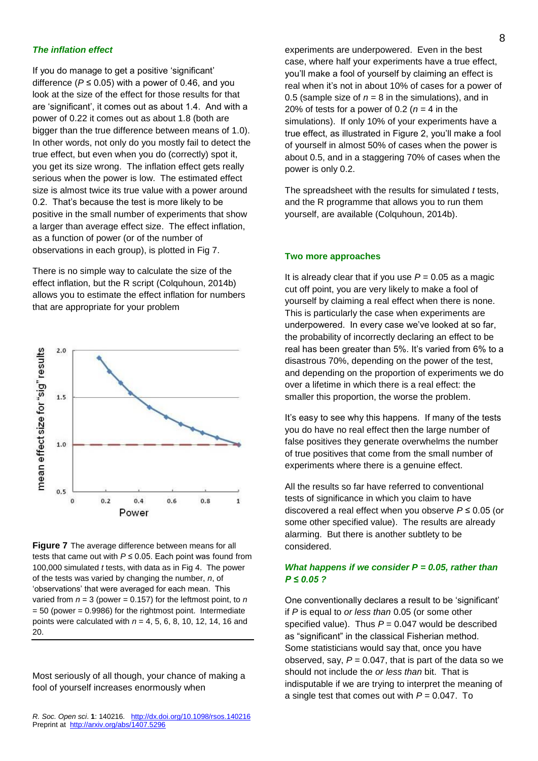### *The inflation effect*

If you do manage to get a positive 'significant' difference ($P \le 0.05$) with a power of 0.46, and you look at the size of the effect for those results for that are 'significant', it comes out as about 1.4. And with a power of 0.22 it comes out as about 1.8 (both are bigger than the true difference between means of 1.0). In other words, not only do you mostly fail to detect the true effect, but even when you do (correctly) spot it, you get its size wrong. The inflation effect gets really serious when the power is low. The estimated effect size is almost twice its true value with a power around 0.2. That's because the test is more likely to be positive in the small number of experiments that show a larger than average effect size. The effect inflation, as a function of power (or of the number of observations in each group), is plotted in Fig 7.

There is no simple way to calculate the size of the effect inflation, but the R script (Colquhoun, 2014b) allows you to estimate the effect inflation for numbers that are appropriate for your problem

**Figure 7** The average difference between means for all tests that came out with $P \le 0.05$. Each point was found from 100,000 simulated *t* tests, with data as in Fig 4. The power of the tests was varied by changing the number, *n*, of 'observations' that were averaged for each mean. This varied from $n = 3$ (power = 0.157) for the leftmost point, to $n = 50$ (power = 0.9986) for the rightmost point. Intermediate points were calculated with $n$ = 4, 5, 6, 8, 10, 12, 14, 16 and 20.

Most seriously of all though, your chance of making a fool of yourself increases enormously when experiments are underpowered. Even in the best case, where half your experiments have a true effect, you'll make a fool of yourself by claiming an effect is real when it's not in about 10% of cases for a power of 0.5 (sample size of $n = 8$ in the simulations), and in 20% of tests for a power of 0.2 ($n = 4$ in the simulations). If only 10% of your experiments have a true effect, as illustrated in Figure 2, you'll make a fool of yourself in almost 50% of cases when the power is about 0.5, and in a staggering 70% of cases when the power is only 0.2.

The spreadsheet with the results for simulated *t* tests, and the R programme that allows you to run them yourself, are available (Colquhoun, 2014b).

## Two more approaches

It is already clear that if you use $P = 0.05$ as a magic cut off point, you are very likely to make a fool of yourself by claiming a real effect when there is none. This is particularly the case when experiments are underpowered. In every case we've looked at so far, the probability of incorrectly declaring an effect to be real has been greater than 5%. It's varied from 6% to a disastrous 70%, depending on the power of the test, and depending on the proportion of experiments we do over a lifetime in which there is a real effect: the smaller this proportion, the worse the problem.

It's easy to see why this happens. If many of the tests you do have no real effect then the large number of false positives they generate overwhelms the number of true positives that come from the small number of experiments where there is a genuine effect.

All the results so far have referred to conventional tests of significance in which you claim to have discovered a real effect when you observe $P \le 0.05$ (or some other specified value). The results are already alarming. But there is another subtlety to be considered.

### *What happens if we consider P = 0.05, rather than P ≤ 0.05 ?*

One conventionally declares a result to be 'significant' if *P* is equal to *or less than* 0.05 (or some other specified value). Thus $P = 0.047$ would be described as "significant" in the classical Fisherian method. Some statisticians would say that, once you have observed, say, $P = 0.047$, that is part of the data so we should not include the *or less than* bit. That is indisputable if we are trying to interpret the meaning of a single test that comes out with $P = 0.047$. To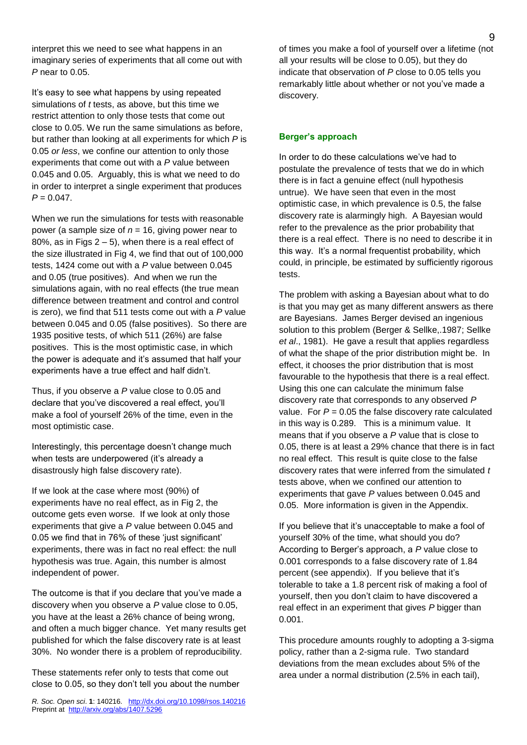interpret this we need to see what happens in an imaginary series of experiments that all come out with $P$ near to 0.05.

It's easy to see what happens by using repeated simulations of $t$ tests, as above, but this time we restrict attention to only those tests that come out close to 0.05. We run the same simulations as before, but rather than looking at all experiments for which $P$ is 0.05 *or less*, we confine our attention to only those experiments that come out with a $P$ value between 0.045 and 0.05. Arguably, this is what we need to do in order to interpret a single experiment that produces $P = 0.047$.

When we run the simulations for tests with reasonable power (a sample size of $n = 16$, giving power near to 80%, as in Figs 2 – 5), when there is a real effect of the size illustrated in Fig 4, we find that out of 100,000 tests, 1424 come out with a $P$ value between 0.045 and 0.05 (true positives). And when we run the simulations again, with no real effects (the true mean difference between treatment and control and control is zero), we find that 511 tests come out with a $P$ value between 0.045 and 0.05 (false positives). So there are 1935 positive tests, of which 511 (26%) are false positives. This is the most optimistic case, in which the power is adequate and it's assumed that half your experiments have a true effect and half didn't.

Thus, if you observe a $P$ value close to 0.05 and declare that you've discovered a real effect, you'll make a fool of yourself 26% of the time, even in the most optimistic case.

Interestingly, this percentage doesn't change much when tests are underpowered (it's already a disastrously high false discovery rate).

If we look at the case where most (90%) of experiments have no real effect, as in Fig 2, the outcome gets even worse. If we look at only those experiments that give a $P$ value between 0.045 and 0.05 we find that in 76% of these 'just significant' experiments, there was in fact no real effect: the null hypothesis was true. Again, this number is almost independent of power.

The outcome is that if you declare that you've made a discovery when you observe a $P$ value close to 0.05, you have at the least a 26% chance of being wrong, and often a much bigger chance. Yet many results get published for which the false discovery rate is at least 30%. No wonder there is a problem of reproducibility.

These statements refer only to tests that come out close to 0.05, so they don't tell you about the number of times you make a fool of yourself over a lifetime (not all your results will be close to 0.05), but they do indicate that observation of $P$ close to 0.05 tells you remarkably little about whether or not you've made a discovery.

## Berger's approach

In order to do these calculations we've had to postulate the prevalence of tests that we do in which there is in fact a genuine effect (null hypothesis untrue). We have seen that even in the most optimistic case, in which prevalence is 0.5, the false discovery rate is alarmingly high. A Bayesian would refer to the prevalence as the prior probability that there is a real effect. There is no need to describe it in this way. It's a normal frequentist probability, which could, in principle, be estimated by sufficiently rigorous tests.

The problem with asking a Bayesian about what to do is that you may get as many different answers as there are Bayesians. James Berger devised an ingenious solution to this problem (Berger & Sellke,.1987; Sellke *et al*., 1981). He gave a result that applies regardless of what the shape of the prior distribution might be. In effect, it chooses the prior distribution that is most favourable to the hypothesis that there is a real effect. Using this one can calculate the minimum false discovery rate that corresponds to any observed $P$ value. For $P = 0.05$ the false discovery rate calculated in this way is 0.289. This is a minimum value. It means that if you observe a $P$ value that is close to 0.05, there is at least a 29% chance that there is in fact no real effect. This result is quite close to the false discovery rates that were inferred from the simulated $t$ tests above, when we confined our attention to experiments that gave $P$ values between 0.045 and 0.05. More information is given in the Appendix.

If you believe that it's unacceptable to make a fool of yourself 30% of the time, what should you do? According to Berger's approach, a $P$ value close to 0.001 corresponds to a false discovery rate of 1.84 percent (see appendix). If you believe that it's tolerable to take a 1.8 percent risk of making a fool of yourself, then you don't claim to have discovered a real effect in an experiment that gives $P$ bigger than 0.001.

This procedure amounts roughly to adopting a 3-sigma policy, rather than a 2-sigma rule. Two standard deviations from the mean excludes about 5% of the area under a normal distribution (2.5% in each tail),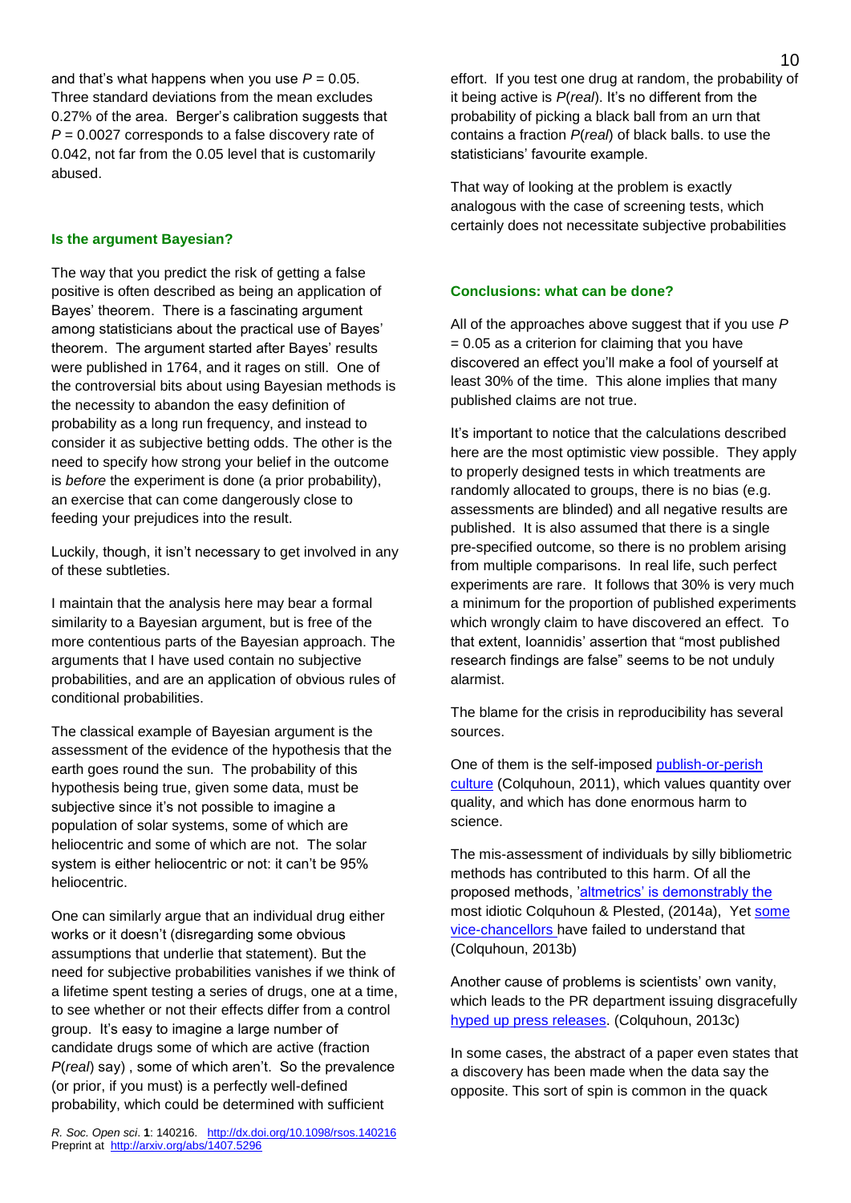and that's what happens when you use $P = 0.05$. Three standard deviations from the mean excludes 0.27% of the area. Berger's calibration suggests that $P = 0.0027$ corresponds to a false discovery rate of 0.042, not far from the 0.05 level that is customarily abused.

### Is the argument Bayesian?

The way that you predict the risk of getting a false positive is often described as being an application of Bayes' theorem. There is a fascinating argument among statisticians about the practical use of Bayes' theorem. The argument started after Bayes' results were published in 1764, and it rages on still. One of the controversial bits about using Bayesian methods is the necessity to abandon the easy definition of probability as a long run frequency, and instead to consider it as subjective betting odds. The other is the need to specify how strong your belief in the outcome is *before* the experiment is done (a prior probability), an exercise that can come dangerously close to feeding your prejudices into the result.

Luckily, though, it isn't necessary to get involved in any of these subtleties.

I maintain that the analysis here may bear a formal similarity to a Bayesian argument, but is free of the more contentious parts of the Bayesian approach. The arguments that I have used contain no subjective probabilities, and are an application of obvious rules of conditional probabilities.

The classical example of Bayesian argument is the assessment of the evidence of the hypothesis that the earth goes round the sun. The probability of this hypothesis being true, given some data, must be subjective since it's not possible to imagine a population of solar systems, some of which are heliocentric and some of which are not. The solar system is either heliocentric or not: it can't be 95% heliocentric.

One can similarly argue that an individual drug either works or it doesn't (disregarding some obvious assumptions that underlie that statement). But the need for subjective probabilities vanishes if we think of a lifetime spent testing a series of drugs, one at a time, to see whether or not their effects differ from a control group. It's easy to imagine a large number of candidate drugs some of which are active (fraction $P(real)$ say) , some of which aren't. So the prevalence (or prior, if you must) is a perfectly well-defined probability, which could be determined with sufficient effort. If you test one drug at random, the probability of it being active is $P(real)$. It's no different from the probability of picking a black ball from an urn that contains a fraction $P(real)$ of black balls. to use the statisticians' favourite example.

That way of looking at the problem is exactly analogous with the case of screening tests, which certainly does not necessitate subjective probabilities

### Conclusions: what can be done?

All of the approaches above suggest that if you use $P = 0.05$ as a criterion for claiming that you have discovered an effect you'll make a fool of yourself at least 30% of the time. This alone implies that many published claims are not true.

It's important to notice that the calculations described here are the most optimistic view possible. They apply to properly designed tests in which treatments are randomly allocated to groups, there is no bias (e.g. assessments are blinded) and all negative results are published. It is also assumed that there is a single pre-specified outcome, so there is no problem arising from multiple comparisons. In real life, such perfect experiments are rare. It follows that 30% is very much a minimum for the proportion of published experiments which wrongly claim to have discovered an effect. To that extent, Ioannidis' assertion that "most published research findings are false" seems to be not unduly alarmist.

The blame for the crisis in reproducibility has several sources.

One of them is the self-imposed publish-or-perish culture (Colquhoun, 2011), which values quantity over quality, and which has done enormous harm to science.

The mis-assessment of individuals by silly bibliometric methods has contributed to this harm. Of all the proposed methods, 'altmetrics' is demonstrably the most idiotic Colquhoun & Plested, (2014a), Yet some vice-chancellors have failed to understand that (Colquhoun, 2013b)

Another cause of problems is scientists' own vanity, which leads to the PR department issuing disgracefully hyped up press releases. (Colquhoun, 2013c)

In some cases, the abstract of a paper even states that a discovery has been made when the data say the opposite. This sort of spin is common in the quack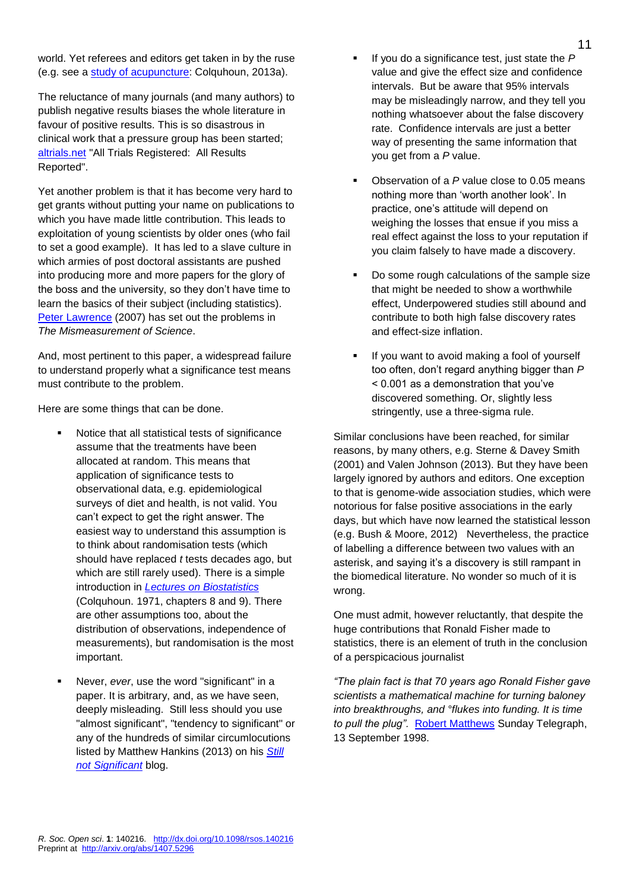world. Yet referees and editors get taken in by the ruse (e.g. see a study of acupuncture: Colquhoun, 2013a).

The reluctance of many journals (and many authors) to publish negative results biases the whole literature in favour of positive results. This is so disastrous in clinical work that a pressure group has been started; altrials.net "All Trials Registered: All Results Reported".

Yet another problem is that it has become very hard to get grants without putting your name on publications to which you have made little contribution. This leads to exploitation of young scientists by older ones (who fail to set a good example). It has led to a slave culture in which armies of post doctoral assistants are pushed into producing more and more papers for the glory of the boss and the university, so they don't have time to learn the basics of their subject (including statistics). Peter Lawrence (2007) has set out the problems in *The Mismeasurement of Science*.

And, most pertinent to this paper, a widespread failure to understand properly what a significance test means must contribute to the problem.

Here are some things that can be done.

- Notice that all statistical tests of significance assume that the treatments have been allocated at random. This means that application of significance tests to observational data, e.g. epidemiological surveys of diet and health, is not valid. You can't expect to get the right answer. The easiest way to understand this assumption is to think about randomisation tests (which should have replaced *t* tests decades ago, but which are still rarely used). There is a simple introduction in *Lectures on Biostatistics* (Colquhoun. 1971, chapters 8 and 9). There are other assumptions too, about the distribution of observations, independence of measurements), but randomisation is the most important.
- Never, *ever*, use the word "significant" in a paper. It is arbitrary, and, as we have seen, deeply misleading. Still less should you use "almost significant", "tendency to significant" or any of the hundreds of similar circumlocutions listed by Matthew Hankins (2013) on his *Still not Significant* blog.
- If you do a significance test, just state the *P* value and give the effect size and confidence intervals. But be aware that 95% intervals may be misleadingly narrow, and they tell you nothing whatsoever about the false discovery rate. Confidence intervals are just a better way of presenting the same information that you get from a *P* value.
- Observation of a *P* value close to 0.05 means nothing more than 'worth another look'. In practice, one's attitude will depend on weighing the losses that ensue if you miss a real effect against the loss to your reputation if you claim falsely to have made a discovery.
- Do some rough calculations of the sample size that might be needed to show a worthwhile effect, Underpowered studies still abound and contribute to both high false discovery rates and effect-size inflation.
- If you want to avoid making a fool of yourself too often, don't regard anything bigger than $P < 0.001$ as a demonstration that you've discovered something. Or, slightly less stringently, use a three-sigma rule.

Similar conclusions have been reached, for similar reasons, by many others, e.g. Sterne & Davey Smith (2001) and Valen Johnson (2013). But they have been largely ignored by authors and editors. One exception to that is genome-wide association studies, which were notorious for false positive associations in the early days, but which have now learned the statistical lesson (e.g. Bush & Moore, 2012) Nevertheless, the practice of labelling a difference between two values with an asterisk, and saying it's a discovery is still rampant in the biomedical literature. No wonder so much of it is wrong.

One must admit, however reluctantly, that despite the huge contributions that Ronald Fisher made to statistics, there is an element of truth in the conclusion of a perspicacious journalist

*"The plain fact is that 70 years ago Ronald Fisher gave scientists a mathematical machine for turning baloney into breakthroughs, and °flukes into funding. It is time to pull the plug".* Robert Matthews Sunday Telegraph, 13 September 1998.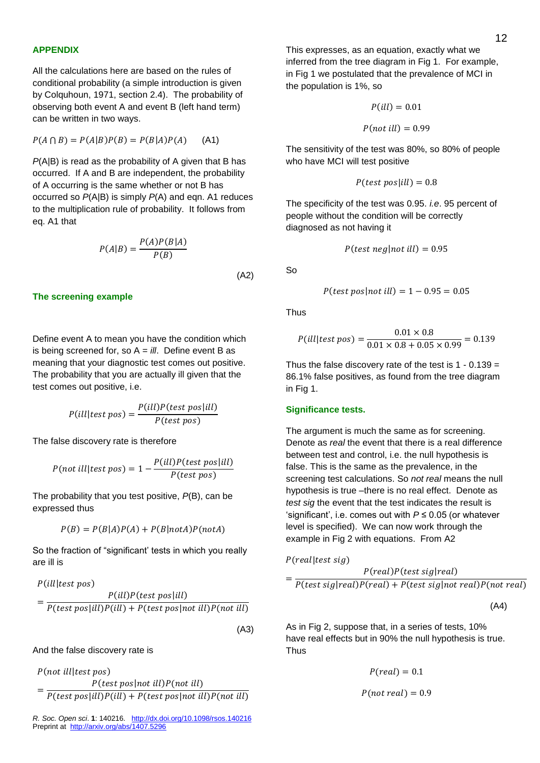## APPENDIX

All the calculations here are based on the rules of conditional probability (a simple introduction is given by Colquhoun, 1971, section 2.4). The probability of observing both event A and event B (left hand term) can be written in two ways.

$$P(A \cap B) = P(A|B)P(B) = P(B|A)P(A) \qquad \text{(A1)}$$

*P*(A|B) is read as the probability of A given that B has occurred. If A and B are independent, the probability of A occurring is the same whether or not B has occurred so *P*(A|B) is simply *P*(A) and eqn. A1 reduces to the multiplication rule of probability. It follows from eq. A1 that

$$P(A|B) = \frac{P(A)P(B|A)}{P(B)} \qquad \text{(A2)}$$

### The screening example

Define event A to mean you have the condition which is being screened for, so A = *ill*. Define event B as meaning that your diagnostic test comes out positive. The probability that you are actually ill given that the test comes out positive, i.e.

$$P(ill|test\ pos) = \frac{P(ill)P(test\ pos|ill)}{P(test\ pos)}$$

The false discovery rate is therefore

$$P(not\ ill|test\ pos) = 1 - \frac{P(ill)P(test\ pos|ill)}{P(test\ pos)}$$

The probability that you test positive, *P*(B), can be expressed thus

$$P(B) = P(B|A)P(A) + P(B|notA)P(notA)$$

So the fraction of "significant" tests in which you really are ill is

$$P(ill|test\ pos) = \frac{P(ill)P(test\ pos|ill)}{P(test\ pos|ill)P(ill) + P(test\ pos|not\ ill)P(not\ ill)} \qquad \text{(A3)}$$

And the false discovery rate is

$$P(not\ ill|test\ pos) = \frac{P(test\ pos|not\ ill)P(not\ ill)}{P(test\ pos|ill)P(ill) + P(test\ pos|not\ ill)P(not\ ill)}$$

This expresses, as an equation, exactly what we inferred from the tree diagram in Fig 1. For example, in Fig 1 we postulated that the prevalence of MCI in the population is 1%, so

$$P(ill) = 0.01$$

$$P(not\ ill) = 0.99$$

The sensitivity of the test was 80%, so 80% of people who have MCI will test positive

$$P(test\ pos|ill) = 0.8$$

The specificity of the test was 0.95. *i.e*. 95 percent of people without the condition will be correctly diagnosed as not having it

$$P(test\ neg|not\ ill) = 0.95$$

So

$$P(test\ pos|not\ ill) = 1 - 0.95 = 0.05$$

Thus

$$P(ill|test\ pos) = \frac{0.01 \times 0.8}{0.01 \times 0.8 + 0.05 \times 0.99} = 0.139$$

Thus the false discovery rate of the test is 1 - 0.139 = 86.1% false positives, as found from the tree diagram in Fig 1.

### Significance tests.

The argument is much the same as for screening. Denote as *real* the event that there is a real difference between test and control, i.e. the null hypothesis is false. This is the same as the prevalence, in the screening test calculations. So *not real* means the null hypothesis is true –there is no real effect. Denote as *test sig* the event that the test indicates the result is 'significant', i.e. comes out with $P \leq 0.05$ (or whatever level is specified). We can now work through the example in Fig 2 with equations. From A2

$$P(real|test\ sig) = \frac{P(real)P(test\ sig|real)}{P(test\ sig|real)P(real) + P(test\ sig|not\ real)P(not\ real)} \qquad \text{(A4)}$$

As in Fig 2, suppose that, in a series of tests, 10% have real effects but in 90% the null hypothesis is true. Thus

$$P(real) = 0.1$$

$$P(not\ real) = 0.9$$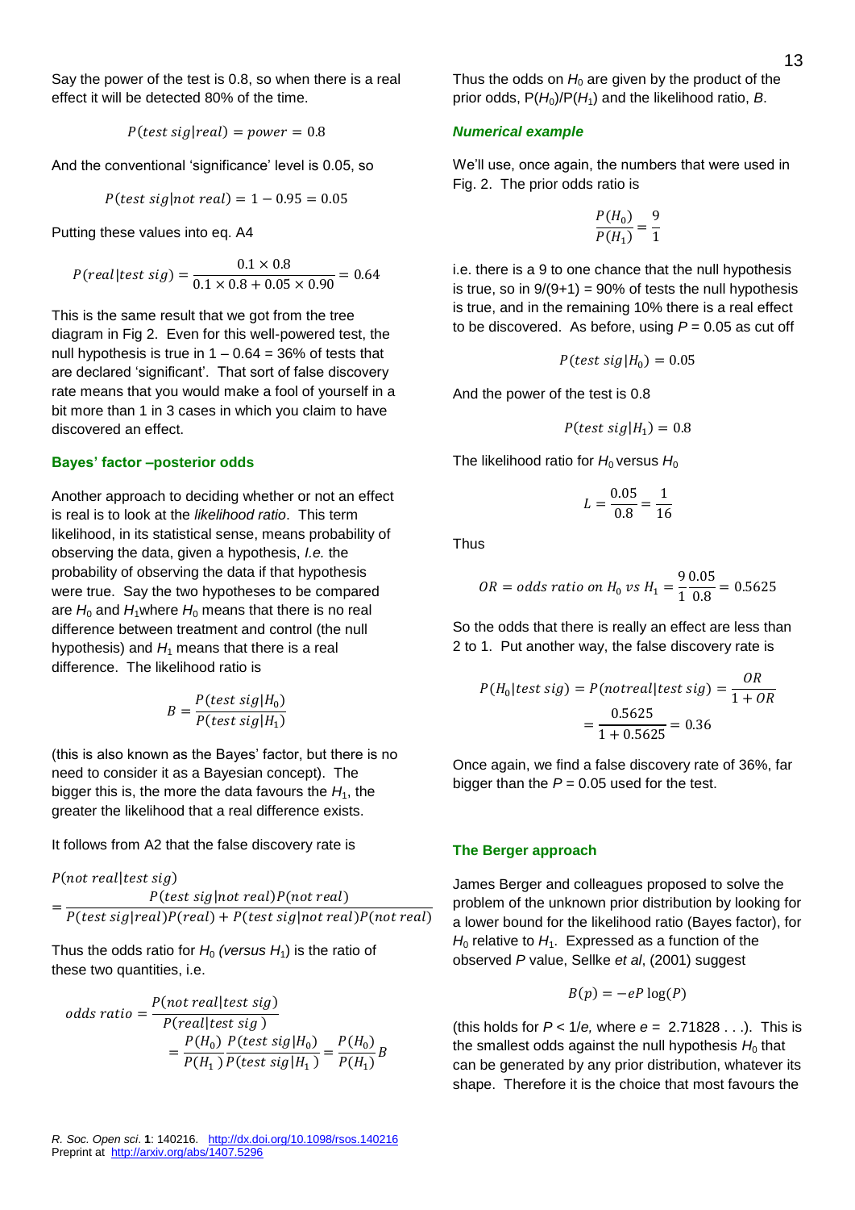Say the power of the test is 0.8, so when there is a real effect it will be detected 80% of the time.

$$P(test\ sig|real) = power = 0.8$$

And the conventional 'significance' level is 0.05, so

$$P(test\ sig|not\ real) = 1 - 0.95 = 0.05$$

Putting these values into eq. A4

$$P(real|test\ sig) = \frac{0.1 \times 0.8}{0.1 \times 0.8 + 0.05 \times 0.90} = 0.64$$

This is the same result that we got from the tree diagram in Fig 2. Even for this well-powered test, the null hypothesis is true in 1 – 0.64 = 36% of tests that are declared 'significant'. That sort of false discovery rate means that you would make a fool of yourself in a bit more than 1 in 3 cases in which you claim to have discovered an effect.

### Bayes' factor –posterior odds

Another approach to deciding whether or not an effect is real is to look at the *likelihood ratio*. This term likelihood, in its statistical sense, means probability of observing the data, given a hypothesis, *I.e.* the probability of observing the data if that hypothesis were true. Say the two hypotheses to be compared are $H_0$ and $H_1$where $H_0$ means that there is no real difference between treatment and control (the null hypothesis) and $H_1$ means that there is a real difference. The likelihood ratio is

$$B = \frac{P(test\ sig|H_0)}{P(test\ sig|H_1)}$$

(this is also known as the Bayes' factor, but there is no need to consider it as a Bayesian concept). The bigger this is, the more the data favours the $H_1$, the greater the likelihood that a real difference exists.

It follows from A2 that the false discovery rate is

$$P(not\ real|test\ sig) = \frac{P(test\ sig|not\ real)P(not\ real)}{P(test\ sig|real)P(real) + P(test\ sig|not\ real)P(not\ real)}$$

Thus the odds ratio for $H_0$ *(versus* $H_1$) is the ratio of these two quantities, i.e.

$$odds\ ratio = \frac{P(not\ real|test\ sig)}{P(real|test\ sig\ )} = \frac{P(H_0)}{P(H_1\ )}\frac{P(test\ sig|H_0)}{P(test\ sig|H_1\ )} = \frac{P(H_0)}{P(H_1)}B$$

Thus the odds on $H_0$ are given by the product of the prior odds, $P(H_0)/P(H_1)$ and the likelihood ratio, *B*.

#### *Numerical example*

We'll use, once again, the numbers that were used in Fig. 2. The prior odds ratio is

$$\frac{P(H_0)}{P(H_1)} = \frac{9}{1}$$

i.e. there is a 9 to one chance that the null hypothesis is true, so in 9/(9+1) = 90% of tests the null hypothesis is true, and in the remaining 10% there is a real effect to be discovered. As before, using $P = 0.05$ as cut off

$$P(test\ sig|H_0) = 0.05$$

And the power of the test is 0.8

$$P(test\ sig|H_1) = 0.8$$

The likelihood ratio for $H_0$ versus $H_0$

$$L = \frac{0.05}{0.8} = \frac{1}{16}$$

Thus

$$OR = odds\ ratio\ on\ H_0\ vs\ H_1 = \frac{9}{1}\frac{0.05}{0.8} = 0.5625$$

So the odds that there is really an effect are less than 2 to 1. Put another way, the false discovery rate is

$$P(H_0|test\ sig) = P(notreal|test\ sig) = \frac{OR}{1 + OR} = \frac{0.5625}{1 + 0.5625} = 0.36$$

Once again, we find a false discovery rate of 36%, far bigger than the $P = 0.05$ used for the test.

### The Berger approach

James Berger and colleagues proposed to solve the problem of the unknown prior distribution by looking for a lower bound for the likelihood ratio (Bayes factor), for $H_0$ relative to $H_1$. Expressed as a function of the observed *P* value, Sellke *et al*, (2001) suggest

$$B(p) = -eP\log(P)$$

(this holds for $P < 1/e$, where $e$ = 2.71828 . . .). This is the smallest odds against the null hypothesis $H_0$ that can be generated by any prior distribution, whatever its shape. Therefore it is the choice that most favours the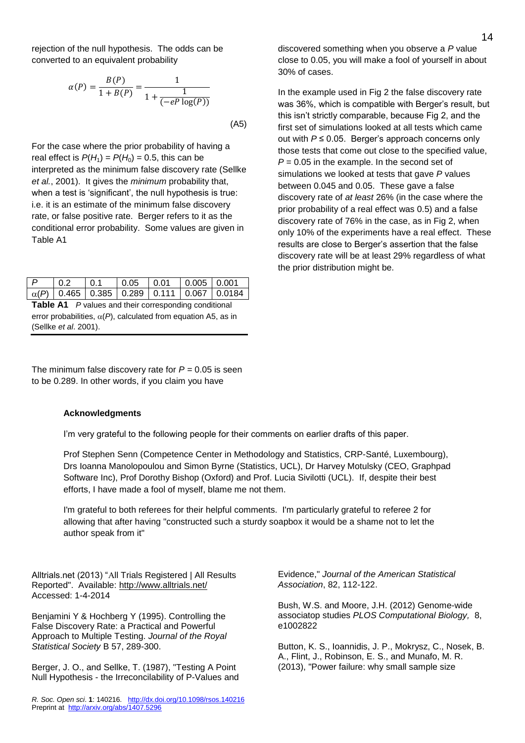rejection of the null hypothesis. The odds can be converted to an equivalent probability

$$\alpha(P) = \frac{B(P)}{1 + B(P)} = \frac{1}{1 + \frac{1}{(-eP\log(P))}} \tag{A5}$$

For the case where the prior probability of having a real effect is $P(H_1) = P(H_0) = 0.5$, this can be interpreted as the minimum false discovery rate (Sellke *et al.*, 2001). It gives the *minimum* probability that, when a test is 'significant', the null hypothesis is true: i.e. it is an estimate of the minimum false discovery rate, or false positive rate. Berger refers to it as the conditional error probability. Some values are given in Table A1

| $P$ | 0.2 | 0.1 | 0.05 | 0.01 | 0.005 | 0.001 |
|---|---|---|---|---|---|---|
| $\alpha(P)$ | 0.465 | 0.385 | 0.289 | 0.111 | 0.067 | 0.0184 |

**Table A1** *P* values and their corresponding conditional error probabilities, $\alpha(P)$, calculated from equation A5, as in (Sellke *et al*. 2001).

The minimum false discovery rate for $P = 0.05$ is seen to be 0.289. In other words, if you claim you have discovered something when you observe a *P* value close to 0.05, you will make a fool of yourself in about 30% of cases.

In the example used in Fig 2 the false discovery rate was 36%, which is compatible with Berger's result, but this isn't strictly comparable, because Fig 2, and the first set of simulations looked at all tests which came out with $P \leq 0.05$. Berger's approach concerns only those tests that come out close to the specified value, $P = 0.05$ in the example. In the second set of simulations we looked at tests that gave *P* values between 0.045 and 0.05. These gave a false discovery rate of *at least* 26% (in the case where the prior probability of a real effect was 0.5) and a false discovery rate of 76% in the case, as in Fig 2, when only 10% of the experiments have a real effect. These results are close to Berger's assertion that the false discovery rate will be at least 29% regardless of what the prior distribution might be.

### Acknowledgments

I'm very grateful to the following people for their comments on earlier drafts of this paper.

Prof Stephen Senn (Competence Center in Methodology and Statistics, CRP-Santé, Luxembourg), Drs Ioanna Manolopoulou and Simon Byrne (Statistics, UCL), Dr Harvey Motulsky (CEO, Graphpad Software Inc), Prof Dorothy Bishop (Oxford) and Prof. Lucia Sivilotti (UCL). If, despite their best efforts, I have made a fool of myself, blame me not them.

I'm grateful to both referees for their helpful comments. I'm particularly grateful to referee 2 for allowing that after having "constructed such a sturdy soapbox it would be a shame not to let the author speak from it"

Alltrials.net (2013) "All Trials Registered | All Results Reported". Available: http://www.alltrials.net/ Accessed: 1-4-2014

Benjamini Y & Hochberg Y (1995). Controlling the False Discovery Rate: a Practical and Powerful Approach to Multiple Testing. *Journal of the Royal Statistical Society* B 57, 289-300.

Berger, J. O., and Sellke, T. (1987), "Testing A Point Null Hypothesis - the Irreconcilability of P-Values and Evidence," *Journal of the American Statistical Association*, 82, 112-122.

Bush, W.S. and Moore, J.H. (2012) Genome-wide associatop studies *PLOS Computational Biology,* 8, e1002822

Button, K. S., Ioannidis, J. P., Mokrysz, C., Nosek, B. A., Flint, J., Robinson, E. S., and Munafo, M. R. (2013), "Power failure: why small sample size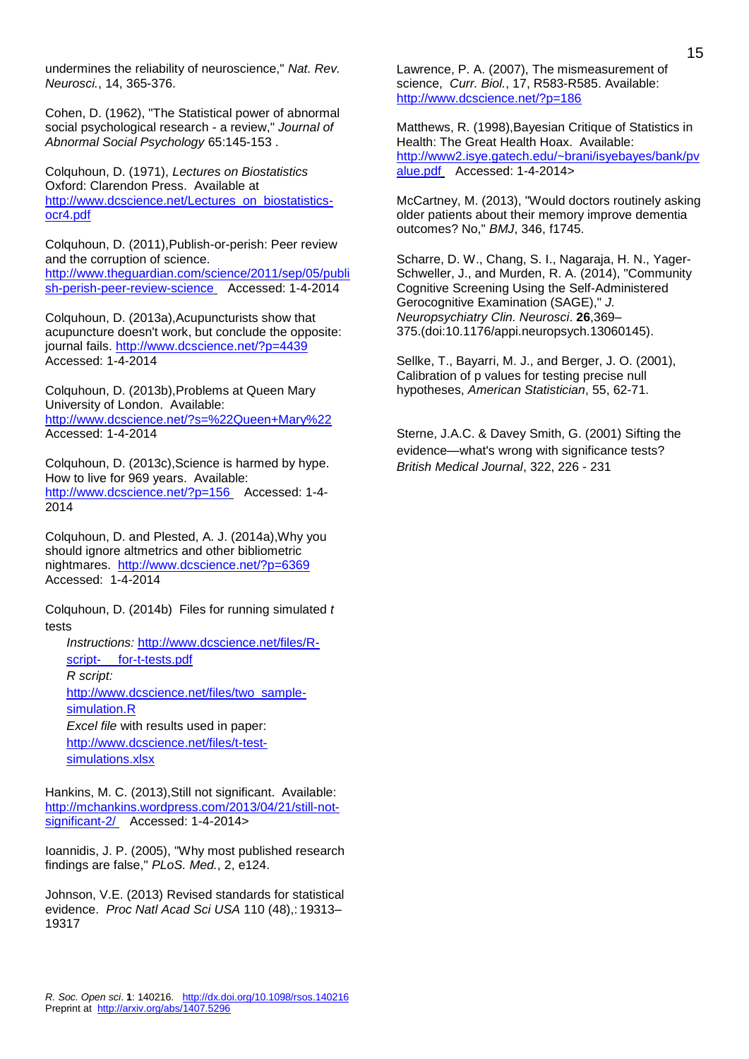undermines the reliability of neuroscience," *Nat. Rev. Neurosci.*, 14, 365-376.

Cohen, D. (1962), "The Statistical power of abnormal social psychological research - a review," *Journal of Abnormal Social Psychology* 65:145-153 .

Colquhoun, D. (1971), *Lectures on Biostatistics* Oxford: Clarendon Press. Available at http://www.dcscience.net/Lectures_on_biostatistics-ocr4.pdf

Colquhoun, D. (2011),Publish-or-perish: Peer review and the corruption of science. http://www.theguardian.com/science/2011/sep/05/publish-perish-peer-review-science Accessed: 1-4-2014

Colquhoun, D. (2013a),Acupuncturists show that acupuncture doesn't work, but conclude the opposite: journal fails. http://www.dcscience.net/?p=4439 Accessed: 1-4-2014

Colquhoun, D. (2013b),Problems at Queen Mary University of London. Available: http://www.dcscience.net/?s=%22Queen+Mary%22 Accessed: 1-4-2014

Colquhoun, D. (2013c),Science is harmed by hype. How to live for 969 years. Available: http://www.dcscience.net/?p=156 Accessed: 1-4-2014

Colquhoun, D. and Plested, A. J. (2014a),Why you should ignore altmetrics and other bibliometric nightmares. http://www.dcscience.net/?p=6369 Accessed: 1-4-2014

Colquhoun, D. (2014b) Files for running simulated *t* tests

*Instructions:* http://www.dcscience.net/files/R-script- for-t-tests.pdf
*R script:* http://www.dcscience.net/files/two_sample-simulation.R
*Excel file* with results used in paper: http://www.dcscience.net/files/t-test-simulations.xlsx

Hankins, M. C. (2013),Still not significant. Available: http://mchankins.wordpress.com/2013/04/21/still-not-significant-2/ Accessed: 1-4-2014>

Ioannidis, J. P. (2005), "Why most published research findings are false," *PLoS. Med.*, 2, e124.

Johnson, V.E. (2013) Revised standards for statistical evidence. *Proc Natl Acad Sci USA* 110 (48),: 19313–19317

Lawrence, P. A. (2007), The mismeasurement of science, *Curr. Biol.*, 17, R583-R585. Available: http://www.dcscience.net/?p=186

Matthews, R. (1998),Bayesian Critique of Statistics in Health: The Great Health Hoax. Available: http://www2.isye.gatech.edu/~brani/isyebayes/bank/pvalue.pdf Accessed: 1-4-2014>

McCartney, M. (2013), "Would doctors routinely asking older patients about their memory improve dementia outcomes? No," *BMJ*, 346, f1745.

Scharre, D. W., Chang, S. I., Nagaraja, H. N., Yager-Schweller, J., and Murden, R. A. (2014), "Community Cognitive Screening Using the Self-Administered Gerocognitive Examination (SAGE)," *J. Neuropsychiatry Clin. Neurosci*. **26**,369–375.(doi:10.1176/appi.neuropsych.13060145).

Sellke, T., Bayarri, M. J., and Berger, J. O. (2001), Calibration of p values for testing precise null hypotheses, *American Statistician*, 55, 62-71.

Sterne, J.A.C. & Davey Smith, G. (2001) Sifting the evidence—what's wrong with significance tests? *British Medical Journal*, 322, 226 - 231